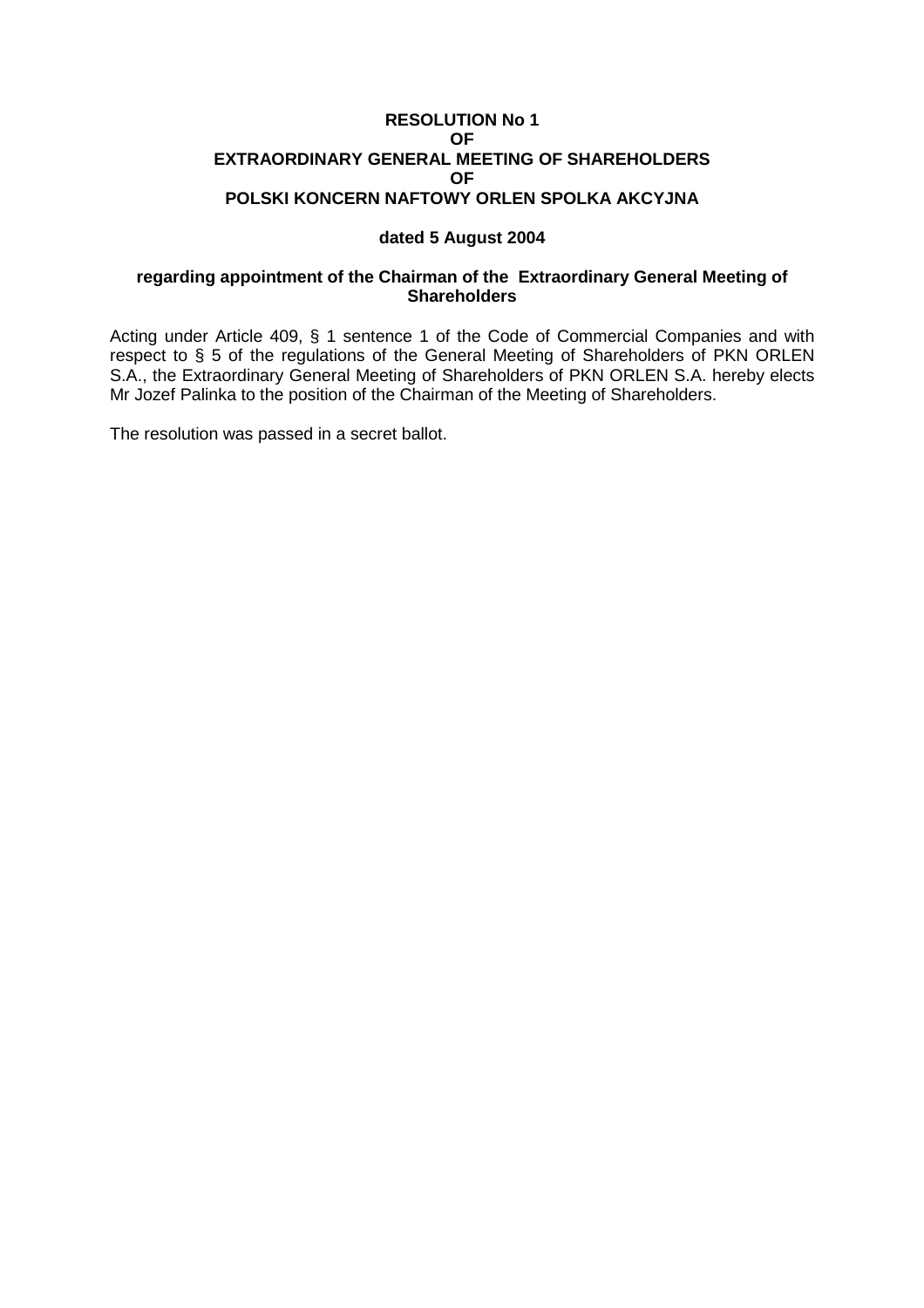**RESOLUTION No 1**
**OF**
**EXTRAORDINARY GENERAL MEETING OF SHAREHOLDERS**
**OF**
**POLSKI KONCERN NAFTOWY ORLEN SPOLKA AKCYJNA**

**dated 5 August 2004**

**regarding appointment of the Chairman of the Extraordinary General Meeting of Shareholders**

Acting under Article 409, § 1 sentence 1 of the Code of Commercial Companies and with respect to § 5 of the regulations of the General Meeting of Shareholders of PKN ORLEN S.A., the Extraordinary General Meeting of Shareholders of PKN ORLEN S.A. hereby elects Mr Jozef Palinka to the position of the Chairman of the Meeting of Shareholders.

The resolution was passed in a secret ballot.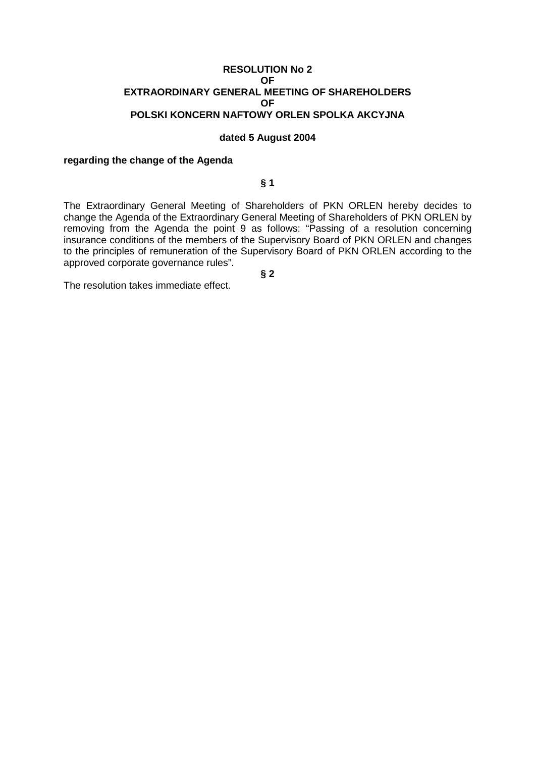**RESOLUTION No 2**
**OF**
**EXTRAORDINARY GENERAL MEETING OF SHAREHOLDERS**
**OF**
**POLSKI KONCERN NAFTOWY ORLEN SPOLKA AKCYJNA**

**dated 5 August 2004**

**regarding the change of the Agenda**

**§ 1**

The Extraordinary General Meeting of Shareholders of PKN ORLEN hereby decides to change the Agenda of the Extraordinary General Meeting of Shareholders of PKN ORLEN by removing from the Agenda the point 9 as follows: "Passing of a resolution concerning insurance conditions of the members of the Supervisory Board of PKN ORLEN and changes to the principles of remuneration of the Supervisory Board of PKN ORLEN according to the approved corporate governance rules".

**§ 2**

The resolution takes immediate effect.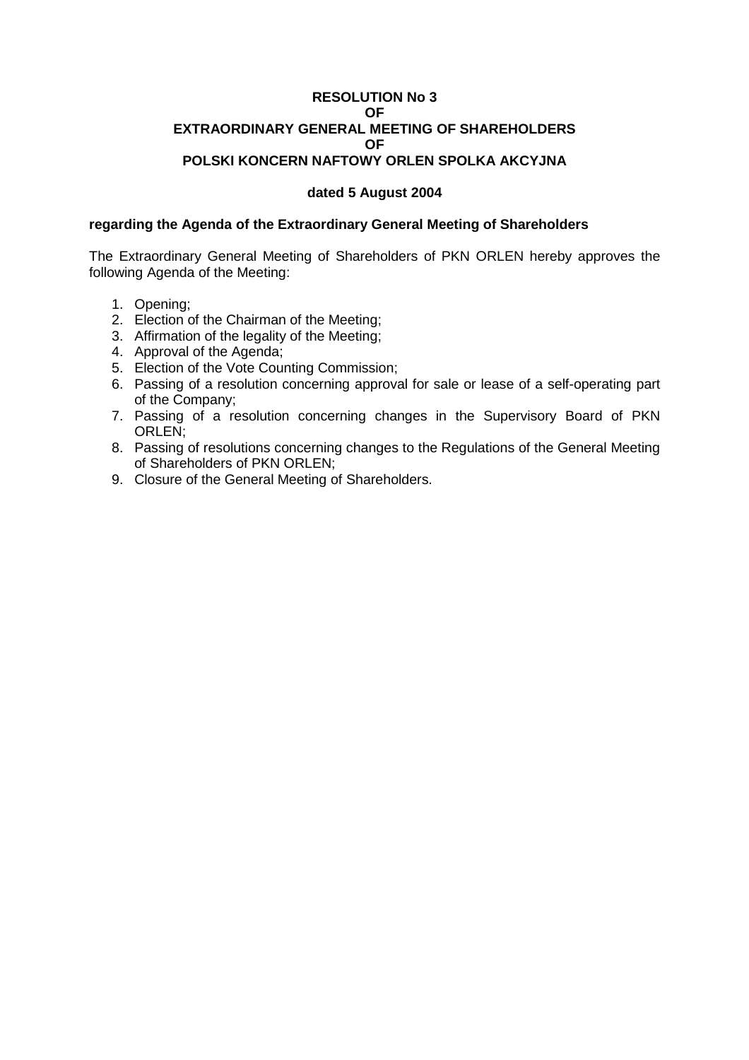**RESOLUTION No 3**
**OF**
**EXTRAORDINARY GENERAL MEETING OF SHAREHOLDERS**
**OF**
**POLSKI KONCERN NAFTOWY ORLEN SPOLKA AKCYJNA**

**dated 5 August 2004**

**regarding the Agenda of the Extraordinary General Meeting of Shareholders**

The Extraordinary General Meeting of Shareholders of PKN ORLEN hereby approves the following Agenda of the Meeting:

1. Opening;
2. Election of the Chairman of the Meeting;
3. Affirmation of the legality of the Meeting;
4. Approval of the Agenda;
5. Election of the Vote Counting Commission;
6. Passing of a resolution concerning approval for sale or lease of a self-operating part of the Company;
7. Passing of a resolution concerning changes in the Supervisory Board of PKN ORLEN;
8. Passing of resolutions concerning changes to the Regulations of the General Meeting of Shareholders of PKN ORLEN;
9. Closure of the General Meeting of Shareholders.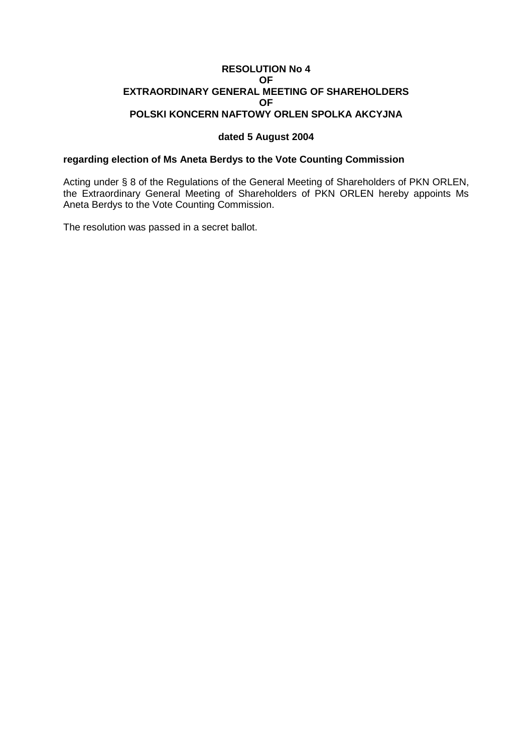**RESOLUTION No 4**
**OF**
**EXTRAORDINARY GENERAL MEETING OF SHAREHOLDERS**
**OF**
**POLSKI KONCERN NAFTOWY ORLEN SPOLKA AKCYJNA**

**dated 5 August 2004**

**regarding election of Ms Aneta Berdys to the Vote Counting Commission**

Acting under § 8 of the Regulations of the General Meeting of Shareholders of PKN ORLEN, the Extraordinary General Meeting of Shareholders of PKN ORLEN hereby appoints Ms Aneta Berdys to the Vote Counting Commission.

The resolution was passed in a secret ballot.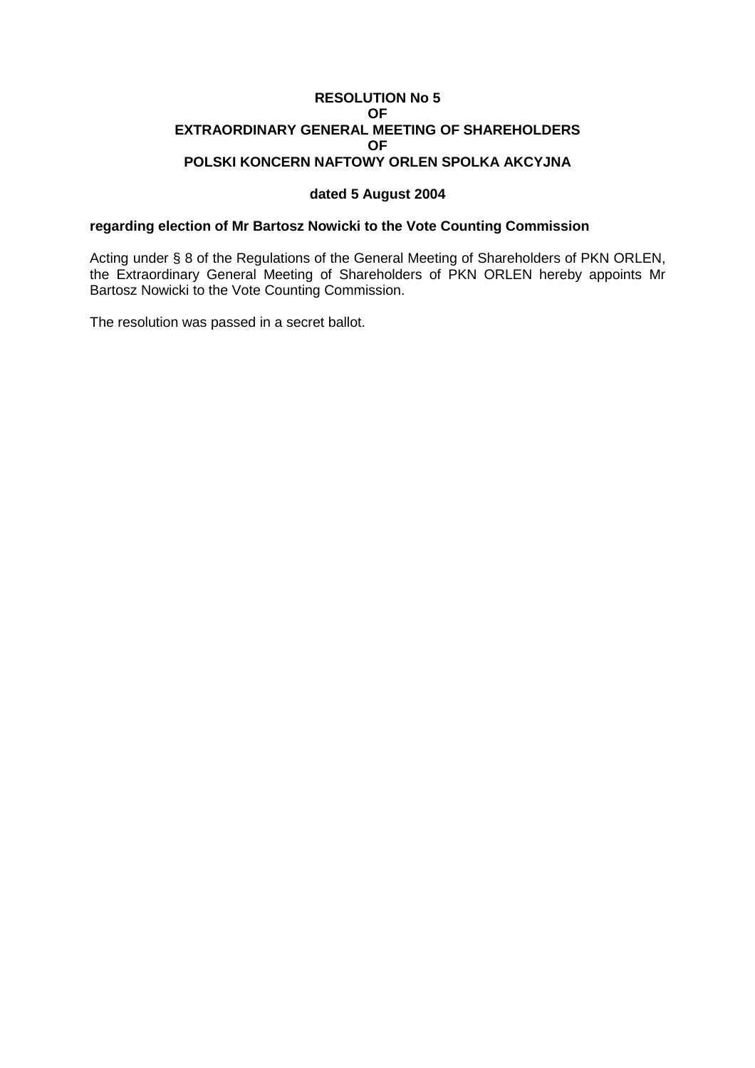**RESOLUTION No 5**
**OF**
**EXTRAORDINARY GENERAL MEETING OF SHAREHOLDERS**
**OF**
**POLSKI KONCERN NAFTOWY ORLEN SPOLKA AKCYJNA**

**dated 5 August 2004**

**regarding election of Mr Bartosz Nowicki to the Vote Counting Commission**

Acting under § 8 of the Regulations of the General Meeting of Shareholders of PKN ORLEN, the Extraordinary General Meeting of Shareholders of PKN ORLEN hereby appoints Mr Bartosz Nowicki to the Vote Counting Commission.

The resolution was passed in a secret ballot.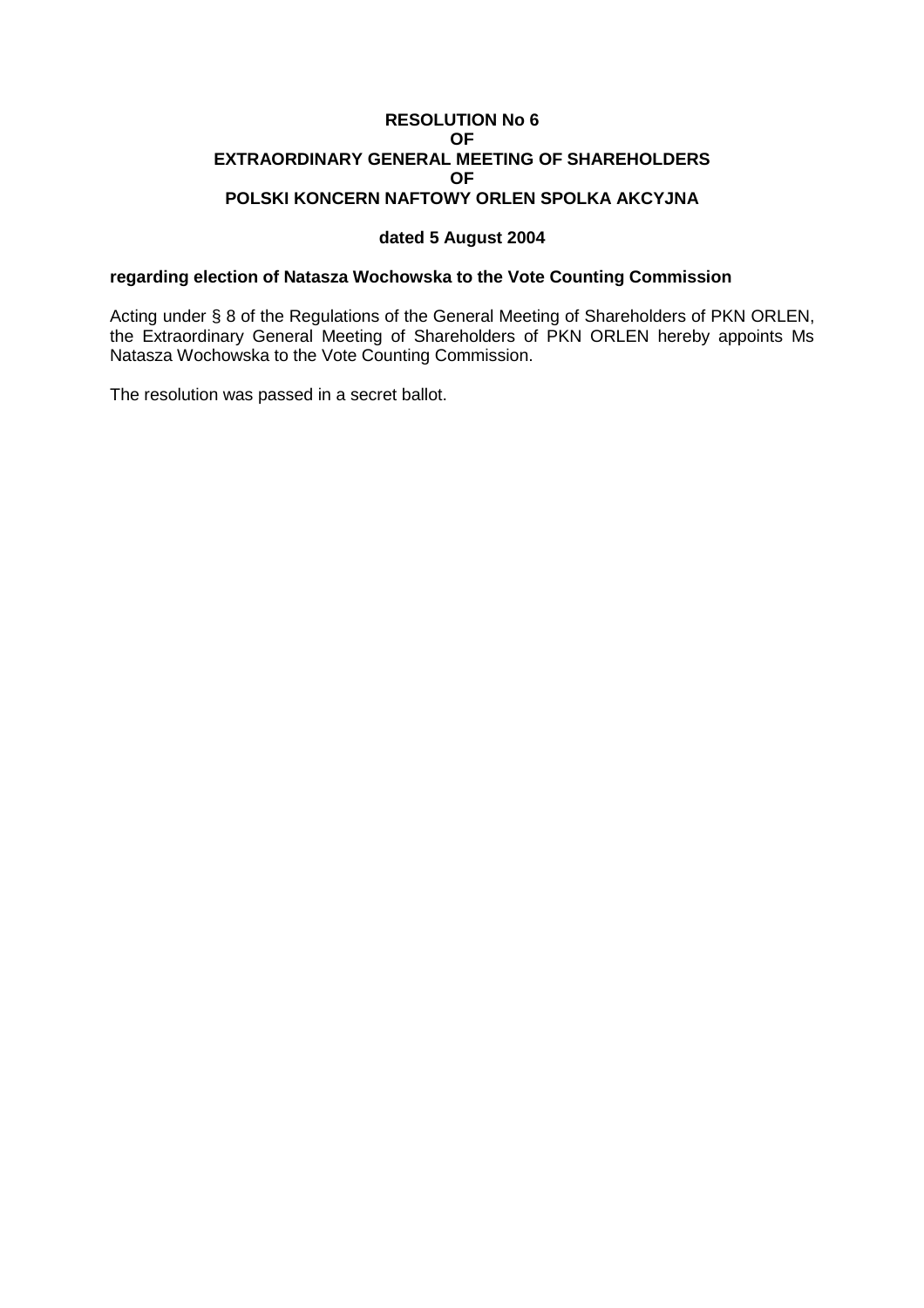**RESOLUTION No 6**
**OF**
**EXTRAORDINARY GENERAL MEETING OF SHAREHOLDERS**
**OF**
**POLSKI KONCERN NAFTOWY ORLEN SPOLKA AKCYJNA**

**dated 5 August 2004**

**regarding election of Natasza Wochowska to the Vote Counting Commission**

Acting under § 8 of the Regulations of the General Meeting of Shareholders of PKN ORLEN, the Extraordinary General Meeting of Shareholders of PKN ORLEN hereby appoints Ms Natasza Wochowska to the Vote Counting Commission.

The resolution was passed in a secret ballot.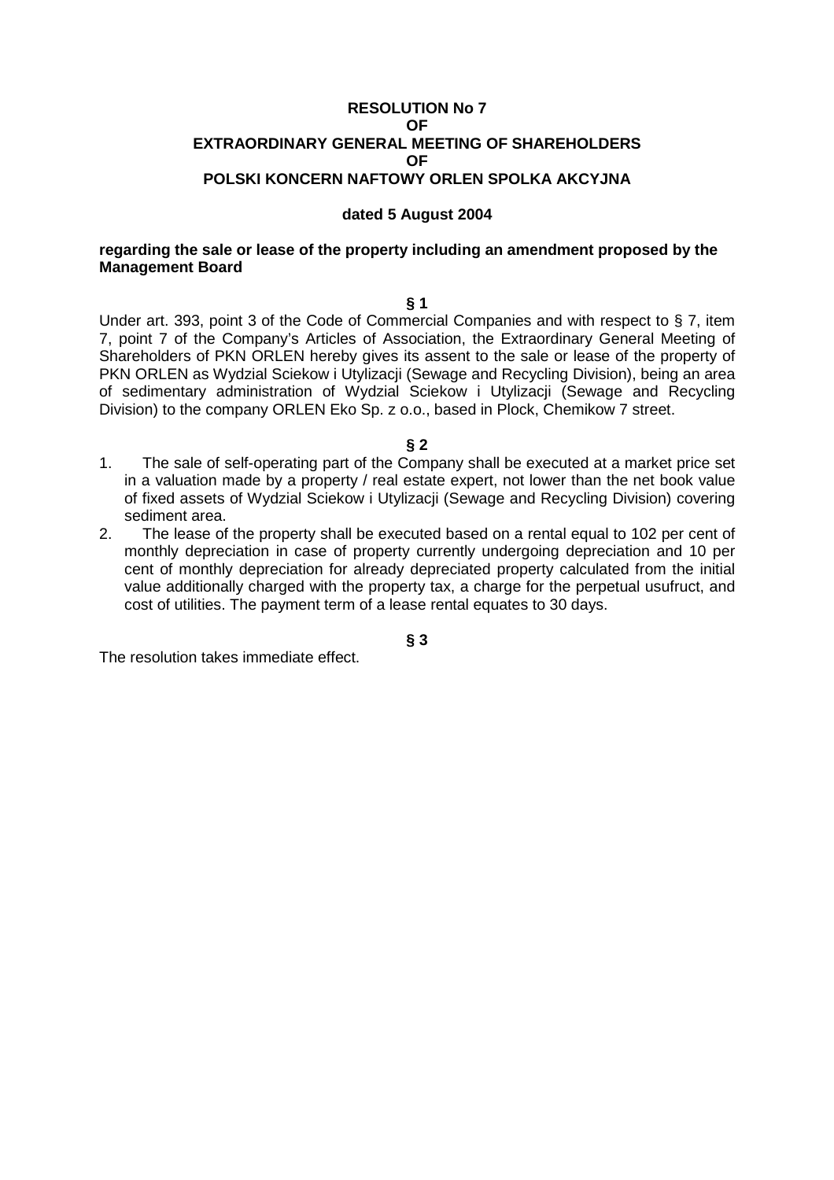**RESOLUTION No 7**
**OF**
**EXTRAORDINARY GENERAL MEETING OF SHAREHOLDERS**
**OF**
**POLSKI KONCERN NAFTOWY ORLEN SPOLKA AKCYJNA**

**dated 5 August 2004**

**regarding the sale or lease of the property including an amendment proposed by the Management Board**

**§ 1**

Under art. 393, point 3 of the Code of Commercial Companies and with respect to § 7, item 7, point 7 of the Company's Articles of Association, the Extraordinary General Meeting of Shareholders of PKN ORLEN hereby gives its assent to the sale or lease of the property of PKN ORLEN as Wydzial Sciekow i Utylizacji (Sewage and Recycling Division), being an area of sedimentary administration of Wydzial Sciekow i Utylizacji (Sewage and Recycling Division) to the company ORLEN Eko Sp. z o.o., based in Plock, Chemikow 7 street.

**§ 2**

1. The sale of self-operating part of the Company shall be executed at a market price set in a valuation made by a property / real estate expert, not lower than the net book value of fixed assets of Wydzial Sciekow i Utylizacji (Sewage and Recycling Division) covering sediment area.
2. The lease of the property shall be executed based on a rental equal to 102 per cent of monthly depreciation in case of property currently undergoing depreciation and 10 per cent of monthly depreciation for already depreciated property calculated from the initial value additionally charged with the property tax, a charge for the perpetual usufruct, and cost of utilities. The payment term of a lease rental equates to 30 days.

**§ 3**

The resolution takes immediate effect.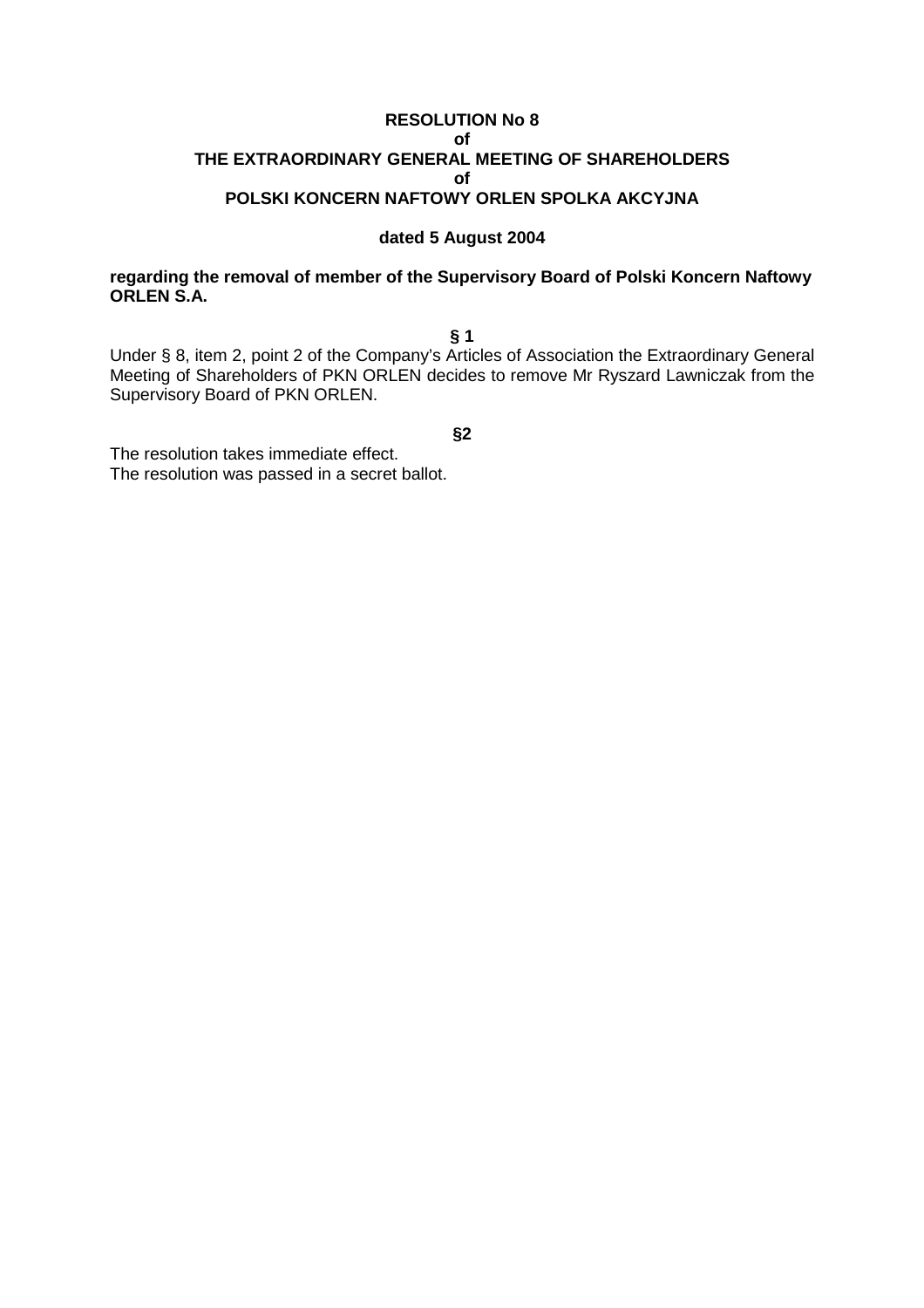**RESOLUTION No 8**
**of**
**THE EXTRAORDINARY GENERAL MEETING OF SHAREHOLDERS**
**of**
**POLSKI KONCERN NAFTOWY ORLEN SPOLKA AKCYJNA**

**dated 5 August 2004**

**regarding the removal of member of the Supervisory Board of Polski Koncern Naftowy ORLEN S.A.**

**§ 1**

Under § 8, item 2, point 2 of the Company's Articles of Association the Extraordinary General Meeting of Shareholders of PKN ORLEN decides to remove Mr Ryszard Lawniczak from the Supervisory Board of PKN ORLEN.

**§2**

The resolution takes immediate effect.
The resolution was passed in a secret ballot.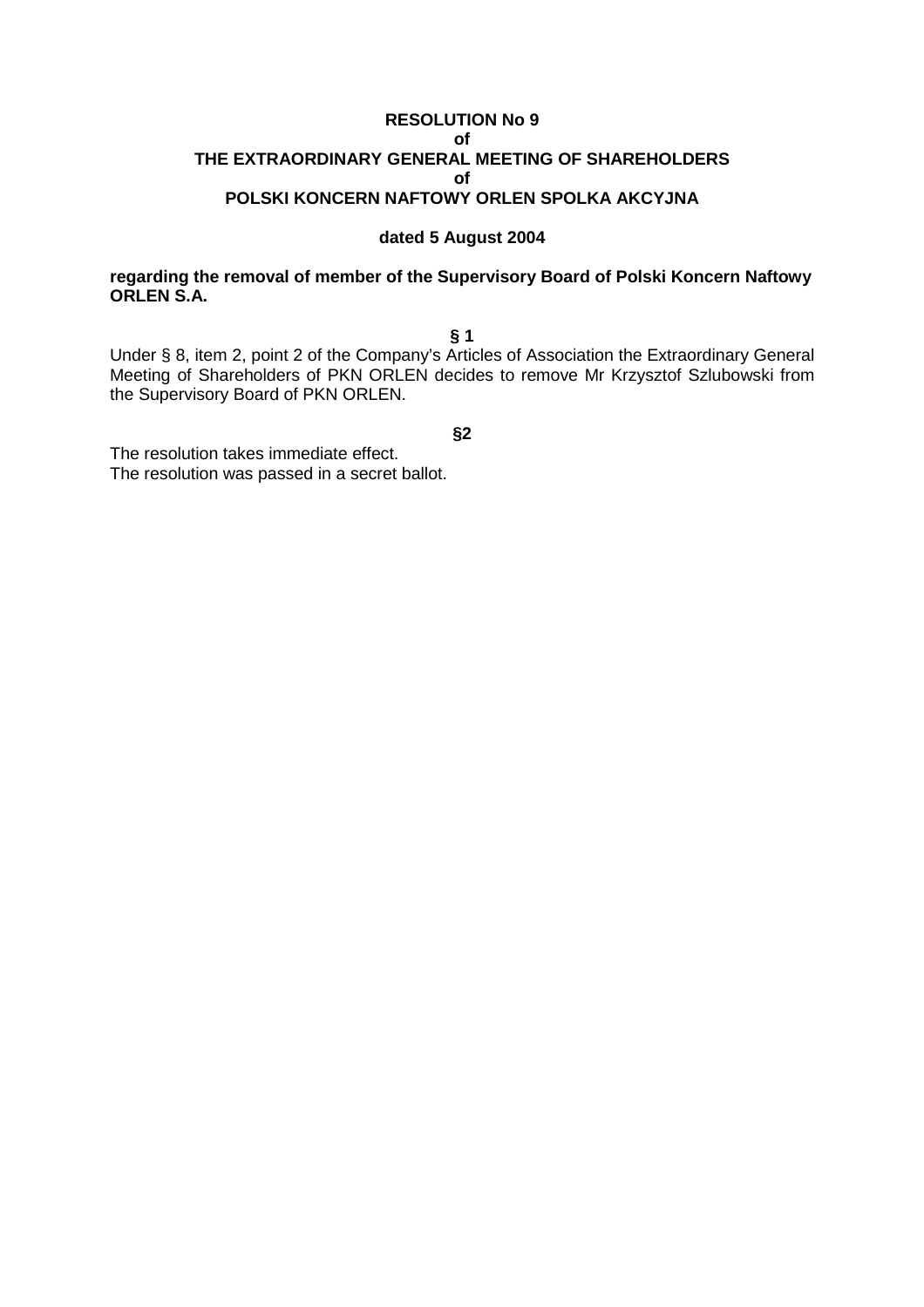**RESOLUTION No 9**
**of**
**THE EXTRAORDINARY GENERAL MEETING OF SHAREHOLDERS**
**of**
**POLSKI KONCERN NAFTOWY ORLEN SPOLKA AKCYJNA**

**dated 5 August 2004**

**regarding the removal of member of the Supervisory Board of Polski Koncern Naftowy ORLEN S.A.**

**§ 1**

Under § 8, item 2, point 2 of the Company's Articles of Association the Extraordinary General Meeting of Shareholders of PKN ORLEN decides to remove Mr Krzysztof Szlubowski from the Supervisory Board of PKN ORLEN.

**§2**

The resolution takes immediate effect.
The resolution was passed in a secret ballot.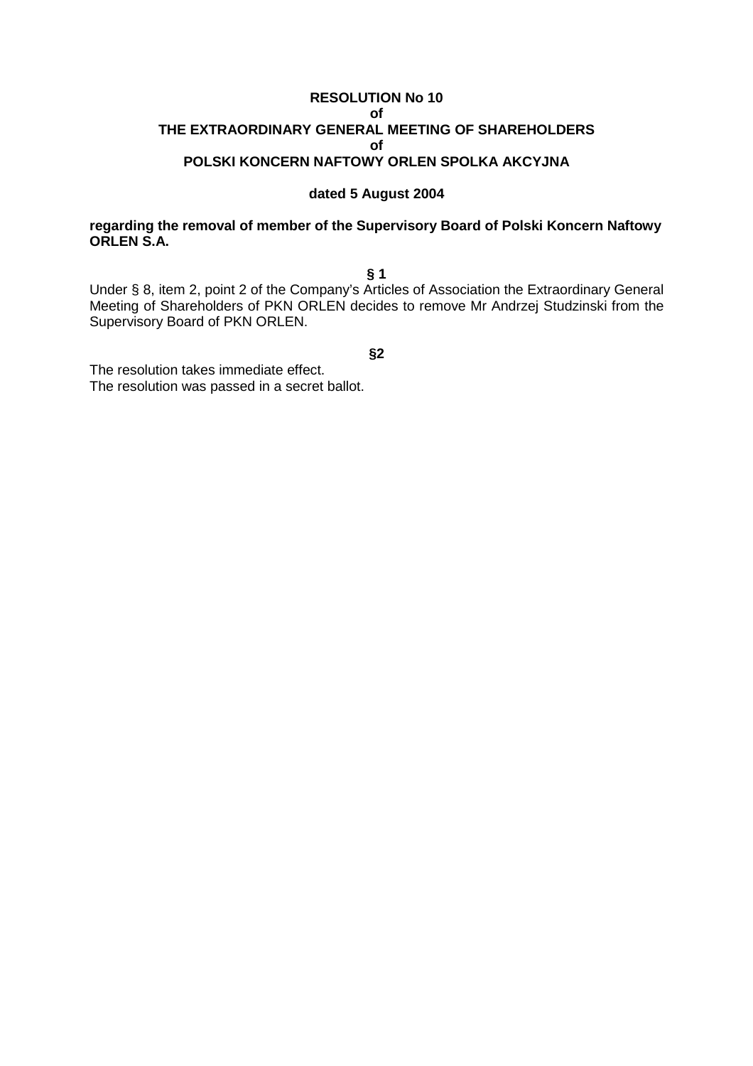**RESOLUTION No 10**
**of**
**THE EXTRAORDINARY GENERAL MEETING OF SHAREHOLDERS**
**of**
**POLSKI KONCERN NAFTOWY ORLEN SPOLKA AKCYJNA**

**dated 5 August 2004**

**regarding the removal of member of the Supervisory Board of Polski Koncern Naftowy ORLEN S.A.**

**§ 1**

Under § 8, item 2, point 2 of the Company's Articles of Association the Extraordinary General Meeting of Shareholders of PKN ORLEN decides to remove Mr Andrzej Studzinski from the Supervisory Board of PKN ORLEN.

**§2**

The resolution takes immediate effect.
The resolution was passed in a secret ballot.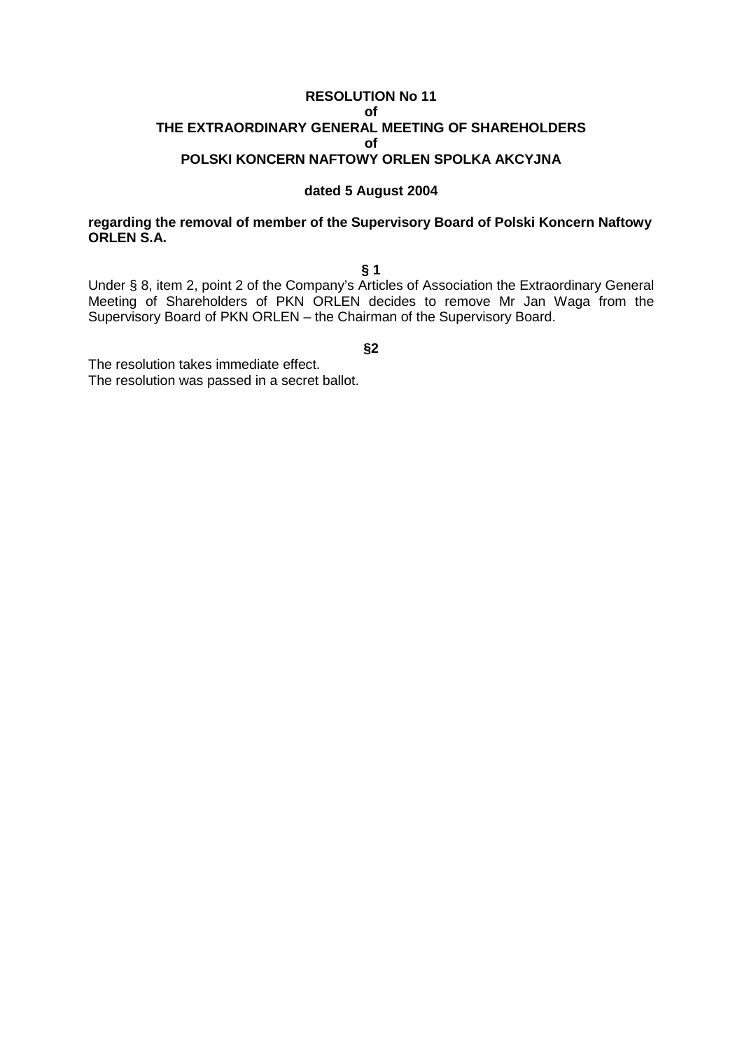**RESOLUTION No 11**
**of**
**THE EXTRAORDINARY GENERAL MEETING OF SHAREHOLDERS**
**of**
**POLSKI KONCERN NAFTOWY ORLEN SPOLKA AKCYJNA**

**dated 5 August 2004**

**regarding the removal of member of the Supervisory Board of Polski Koncern Naftowy ORLEN S.A.**

**§ 1**

Under § 8, item 2, point 2 of the Company's Articles of Association the Extraordinary General Meeting of Shareholders of PKN ORLEN decides to remove Mr Jan Waga from the Supervisory Board of PKN ORLEN – the Chairman of the Supervisory Board.

**§2**

The resolution takes immediate effect.
The resolution was passed in a secret ballot.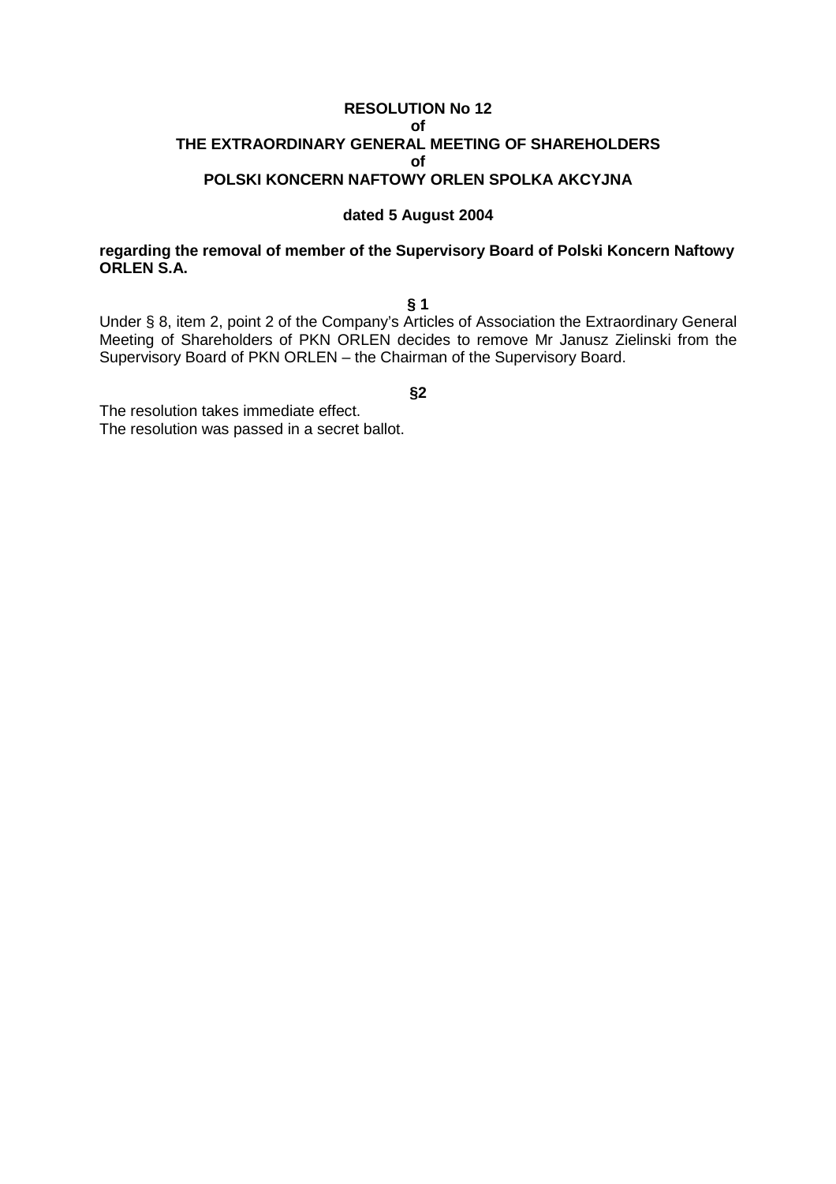**RESOLUTION No 12**
**of**
**THE EXTRAORDINARY GENERAL MEETING OF SHAREHOLDERS**
**of**
**POLSKI KONCERN NAFTOWY ORLEN SPOLKA AKCYJNA**

**dated 5 August 2004**

**regarding the removal of member of the Supervisory Board of Polski Koncern Naftowy ORLEN S.A.**

**§ 1**

Under § 8, item 2, point 2 of the Company's Articles of Association the Extraordinary General Meeting of Shareholders of PKN ORLEN decides to remove Mr Janusz Zielinski from the Supervisory Board of PKN ORLEN – the Chairman of the Supervisory Board.

**§2**

The resolution takes immediate effect.
The resolution was passed in a secret ballot.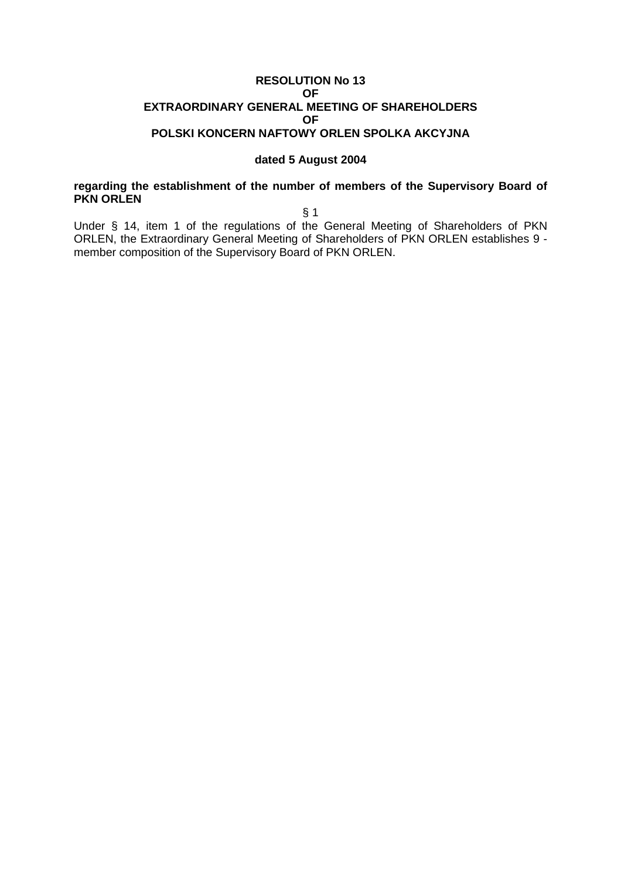**RESOLUTION No 13**
**OF**
**EXTRAORDINARY GENERAL MEETING OF SHAREHOLDERS**
**OF**
**POLSKI KONCERN NAFTOWY ORLEN SPOLKA AKCYJNA**

**dated 5 August 2004**

**regarding the establishment of the number of members of the Supervisory Board of PKN ORLEN**

§ 1

Under § 14, item 1 of the regulations of the General Meeting of Shareholders of PKN ORLEN, the Extraordinary General Meeting of Shareholders of PKN ORLEN establishes 9 - member composition of the Supervisory Board of PKN ORLEN.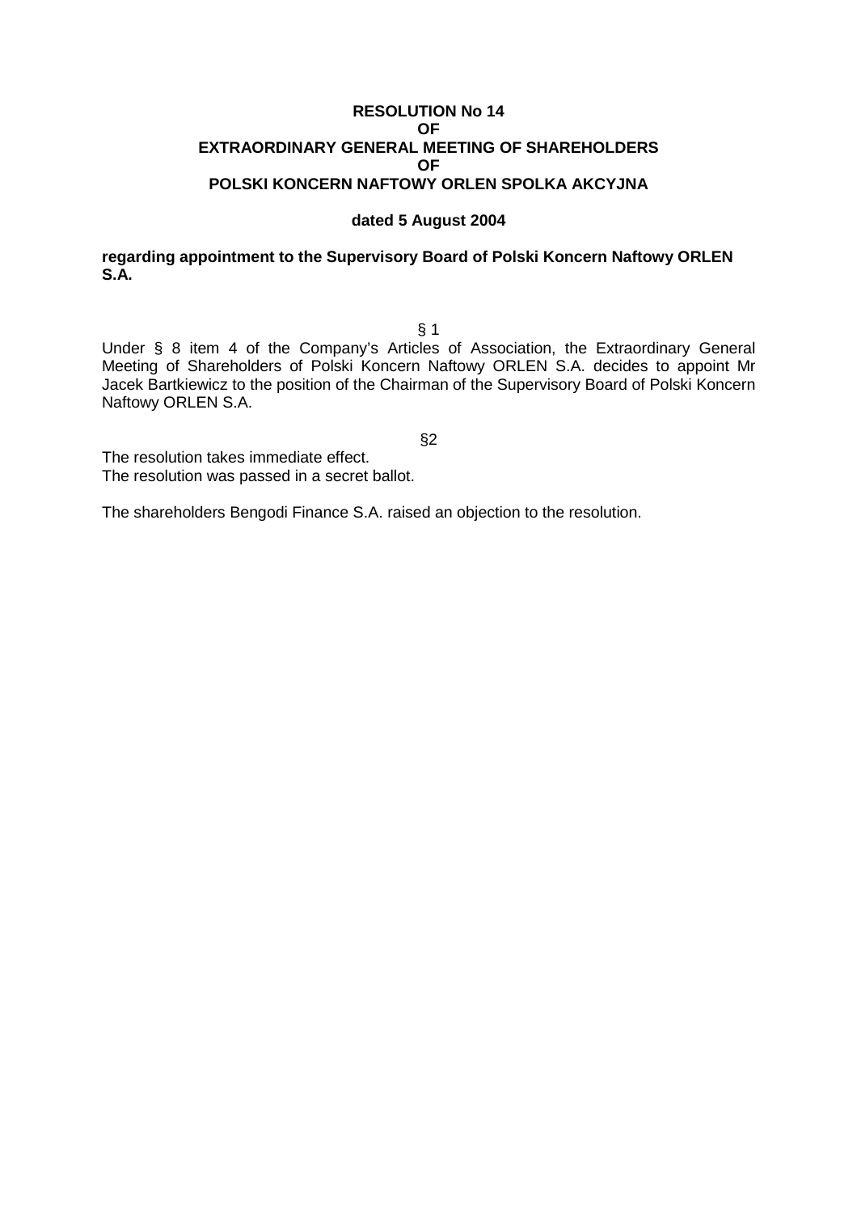**RESOLUTION No 14**
**OF**
**EXTRAORDINARY GENERAL MEETING OF SHAREHOLDERS**
**OF**
**POLSKI KONCERN NAFTOWY ORLEN SPOLKA AKCYJNA**

**dated 5 August 2004**

**regarding appointment to the Supervisory Board of Polski Koncern Naftowy ORLEN S.A.**

§ 1

Under § 8 item 4 of the Company's Articles of Association, the Extraordinary General Meeting of Shareholders of Polski Koncern Naftowy ORLEN S.A. decides to appoint Mr Jacek Bartkiewicz to the position of the Chairman of the Supervisory Board of Polski Koncern Naftowy ORLEN S.A.

§2

The resolution takes immediate effect.
The resolution was passed in a secret ballot.

The shareholders Bengodi Finance S.A. raised an objection to the resolution.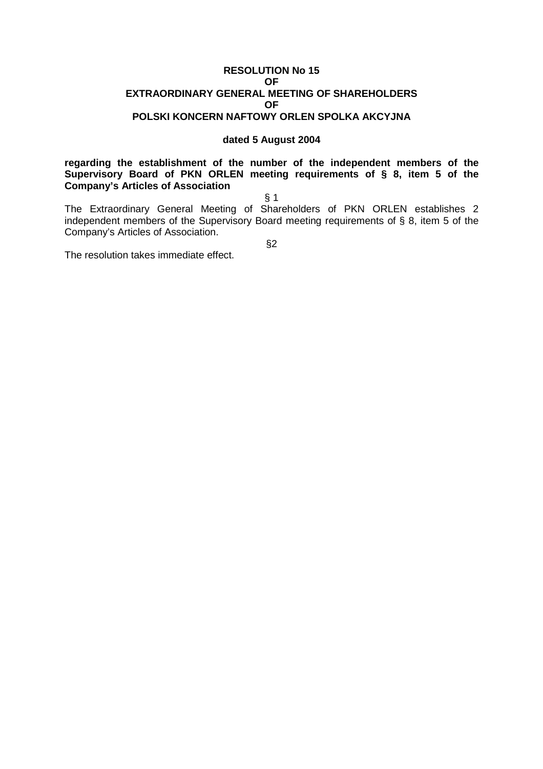**RESOLUTION No 15**
**OF**
**EXTRAORDINARY GENERAL MEETING OF SHAREHOLDERS**
**OF**
**POLSKI KONCERN NAFTOWY ORLEN SPOLKA AKCYJNA**

**dated 5 August 2004**

**regarding the establishment of the number of the independent members of the Supervisory Board of PKN ORLEN meeting requirements of § 8, item 5 of the Company's Articles of Association**

§ 1

The Extraordinary General Meeting of Shareholders of PKN ORLEN establishes 2 independent members of the Supervisory Board meeting requirements of § 8, item 5 of the Company's Articles of Association.

§2

The resolution takes immediate effect.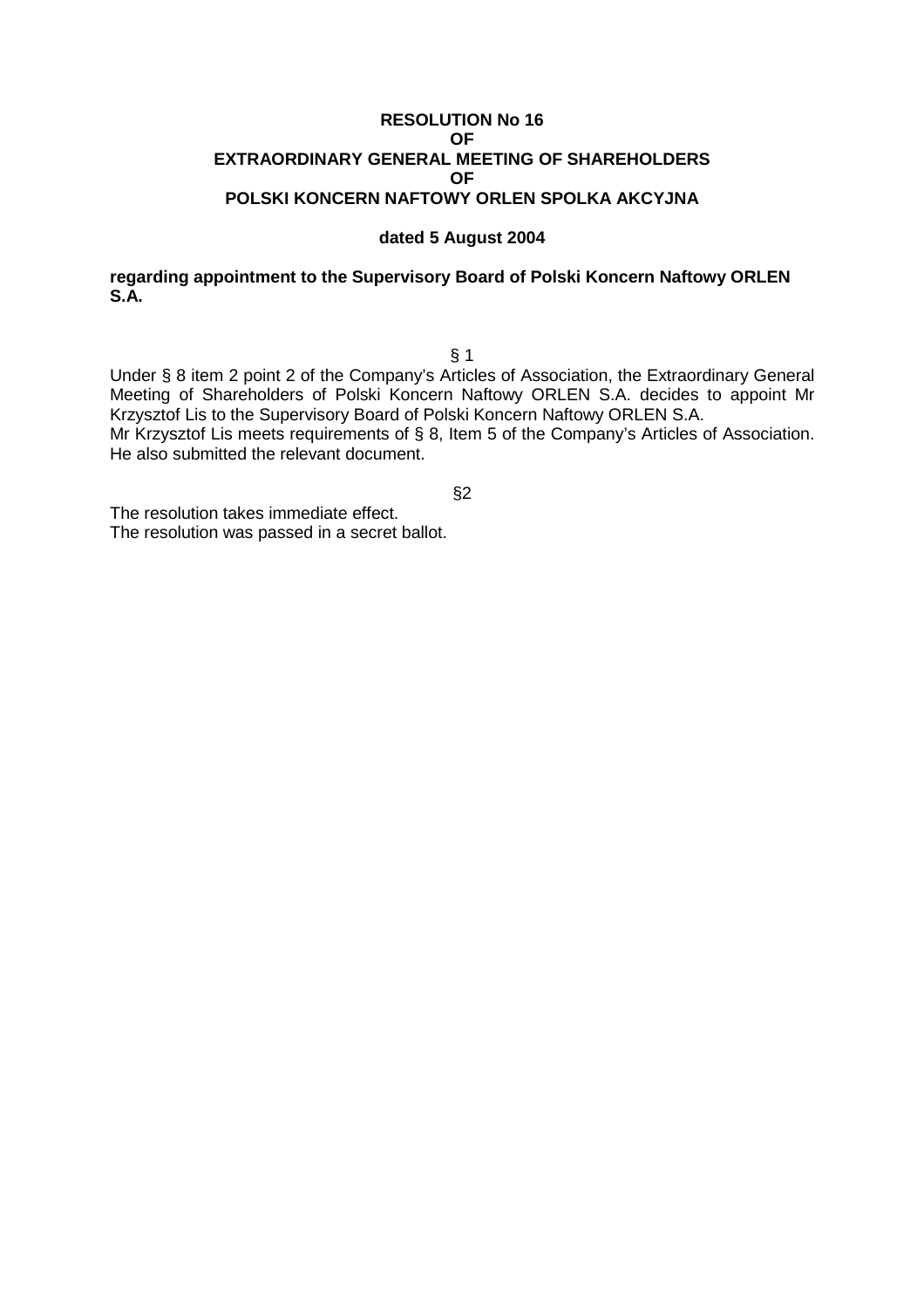**RESOLUTION No 16**
**OF**
**EXTRAORDINARY GENERAL MEETING OF SHAREHOLDERS**
**OF**
**POLSKI KONCERN NAFTOWY ORLEN SPOLKA AKCYJNA**

**dated 5 August 2004**

**regarding appointment to the Supervisory Board of Polski Koncern Naftowy ORLEN S.A.**

§ 1

Under § 8 item 2 point 2 of the Company's Articles of Association, the Extraordinary General Meeting of Shareholders of Polski Koncern Naftowy ORLEN S.A. decides to appoint Mr Krzysztof Lis to the Supervisory Board of Polski Koncern Naftowy ORLEN S.A.
Mr Krzysztof Lis meets requirements of § 8, Item 5 of the Company's Articles of Association. He also submitted the relevant document.

§2

The resolution takes immediate effect.
The resolution was passed in a secret ballot.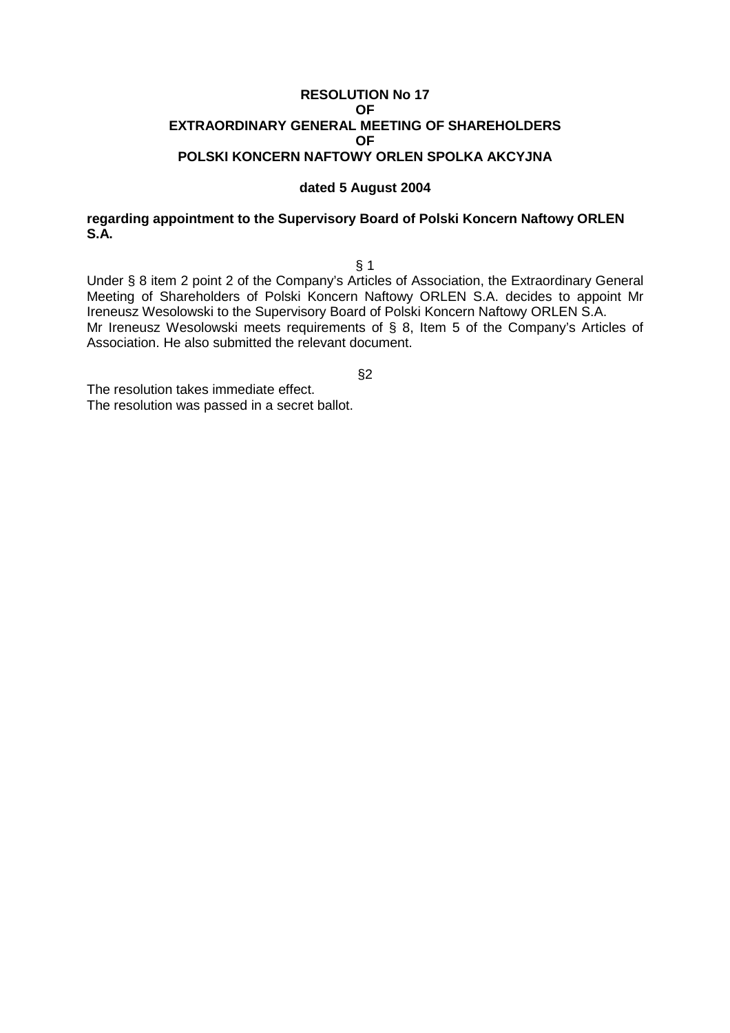**RESOLUTION No 17**
**OF**
**EXTRAORDINARY GENERAL MEETING OF SHAREHOLDERS**
**OF**
**POLSKI KONCERN NAFTOWY ORLEN SPOLKA AKCYJNA**

**dated 5 August 2004**

**regarding appointment to the Supervisory Board of Polski Koncern Naftowy ORLEN S.A.**

§ 1

Under § 8 item 2 point 2 of the Company's Articles of Association, the Extraordinary General Meeting of Shareholders of Polski Koncern Naftowy ORLEN S.A. decides to appoint Mr Ireneusz Wesolowski to the Supervisory Board of Polski Koncern Naftowy ORLEN S.A.
Mr Ireneusz Wesolowski meets requirements of § 8, Item 5 of the Company's Articles of Association. He also submitted the relevant document.

§2

The resolution takes immediate effect.
The resolution was passed in a secret ballot.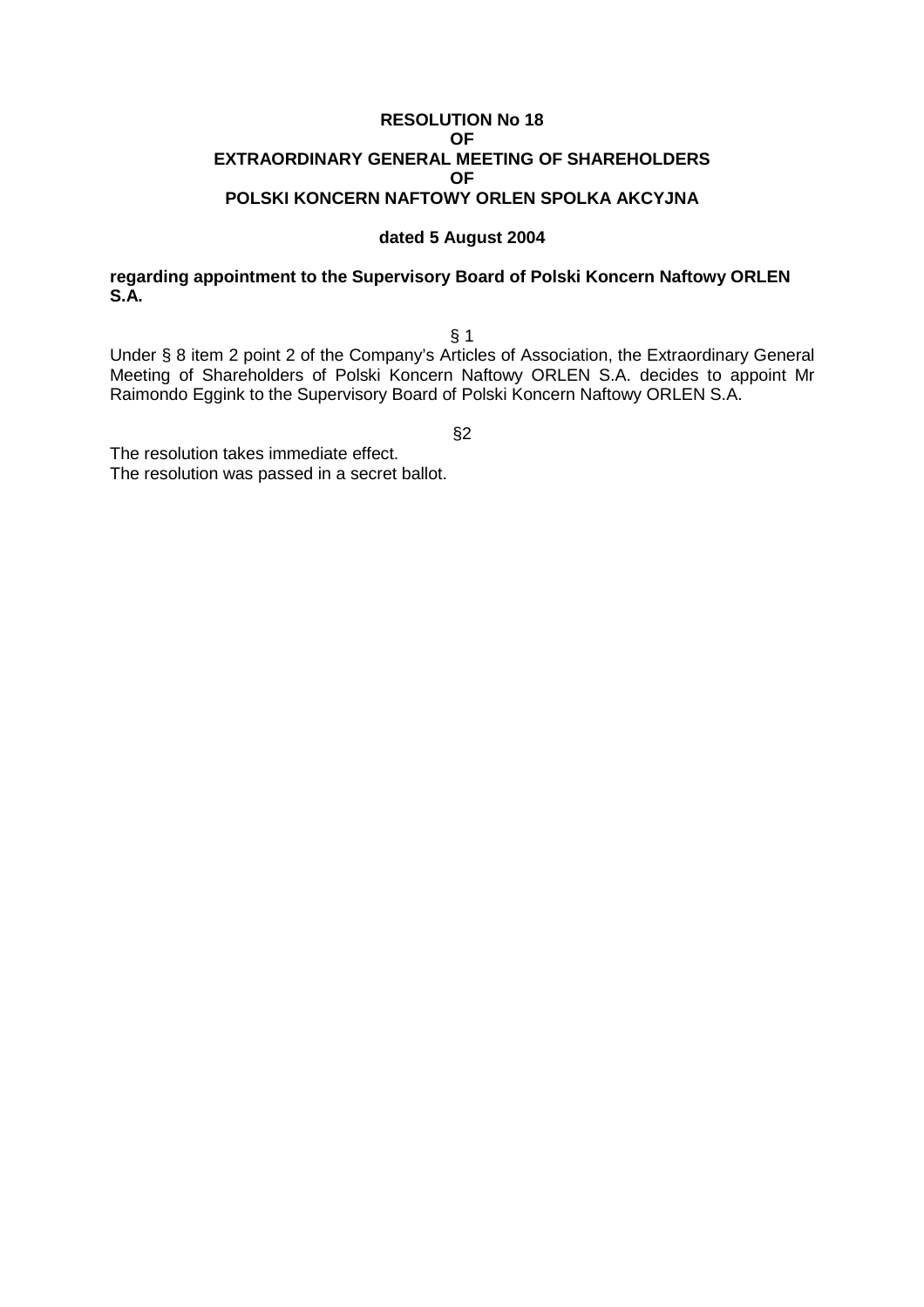**RESOLUTION No 18**
**OF**
**EXTRAORDINARY GENERAL MEETING OF SHAREHOLDERS**
**OF**
**POLSKI KONCERN NAFTOWY ORLEN SPOLKA AKCYJNA**

**dated 5 August 2004**

**regarding appointment to the Supervisory Board of Polski Koncern Naftowy ORLEN S.A.**

§ 1

Under § 8 item 2 point 2 of the Company's Articles of Association, the Extraordinary General Meeting of Shareholders of Polski Koncern Naftowy ORLEN S.A. decides to appoint Mr Raimondo Eggink to the Supervisory Board of Polski Koncern Naftowy ORLEN S.A.

§2

The resolution takes immediate effect.
The resolution was passed in a secret ballot.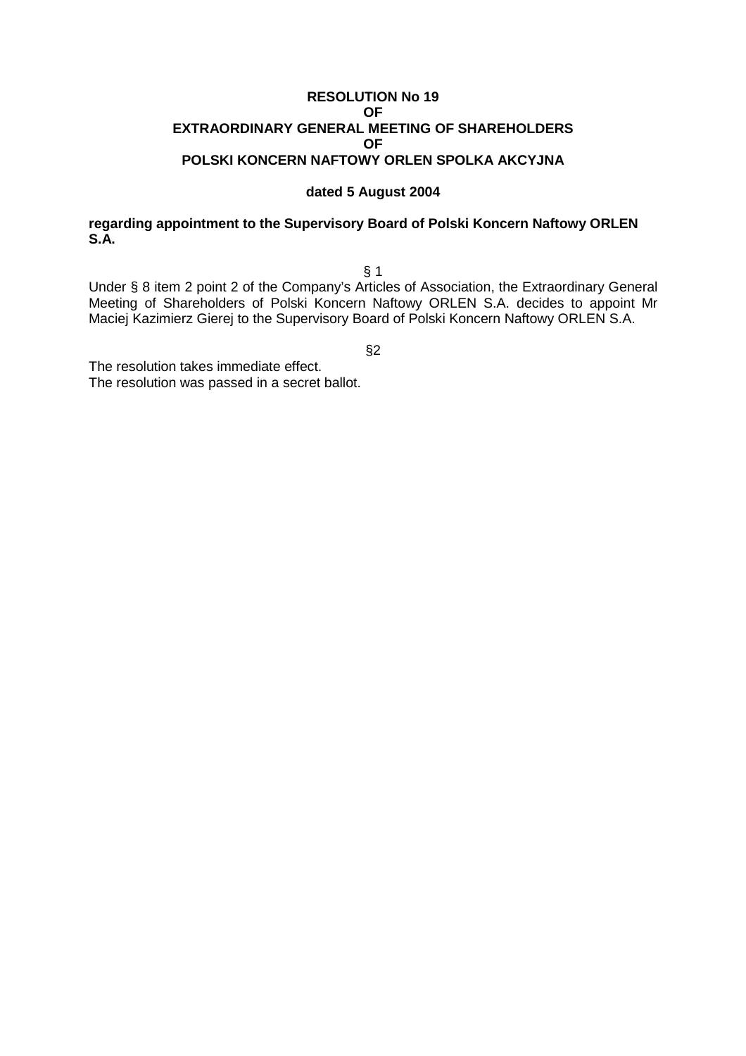**RESOLUTION No 19**
**OF**
**EXTRAORDINARY GENERAL MEETING OF SHAREHOLDERS**
**OF**
**POLSKI KONCERN NAFTOWY ORLEN SPOLKA AKCYJNA**

**dated 5 August 2004**

**regarding appointment to the Supervisory Board of Polski Koncern Naftowy ORLEN S.A.**

§ 1

Under § 8 item 2 point 2 of the Company's Articles of Association, the Extraordinary General Meeting of Shareholders of Polski Koncern Naftowy ORLEN S.A. decides to appoint Mr Maciej Kazimierz Gierej to the Supervisory Board of Polski Koncern Naftowy ORLEN S.A.

§2

The resolution takes immediate effect.
The resolution was passed in a secret ballot.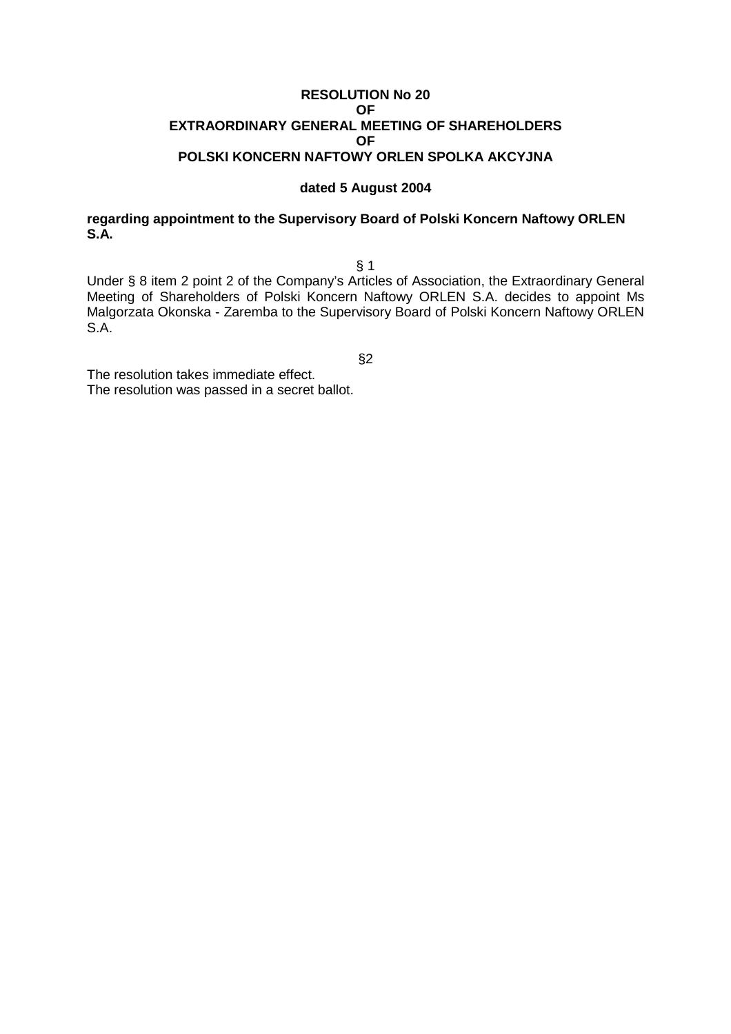**RESOLUTION No 20**
**OF**
**EXTRAORDINARY GENERAL MEETING OF SHAREHOLDERS**
**OF**
**POLSKI KONCERN NAFTOWY ORLEN SPOLKA AKCYJNA**

**dated 5 August 2004**

**regarding appointment to the Supervisory Board of Polski Koncern Naftowy ORLEN S.A.**

§ 1

Under § 8 item 2 point 2 of the Company's Articles of Association, the Extraordinary General Meeting of Shareholders of Polski Koncern Naftowy ORLEN S.A. decides to appoint Ms Malgorzata Okonska - Zaremba to the Supervisory Board of Polski Koncern Naftowy ORLEN S.A.

§2

The resolution takes immediate effect.
The resolution was passed in a secret ballot.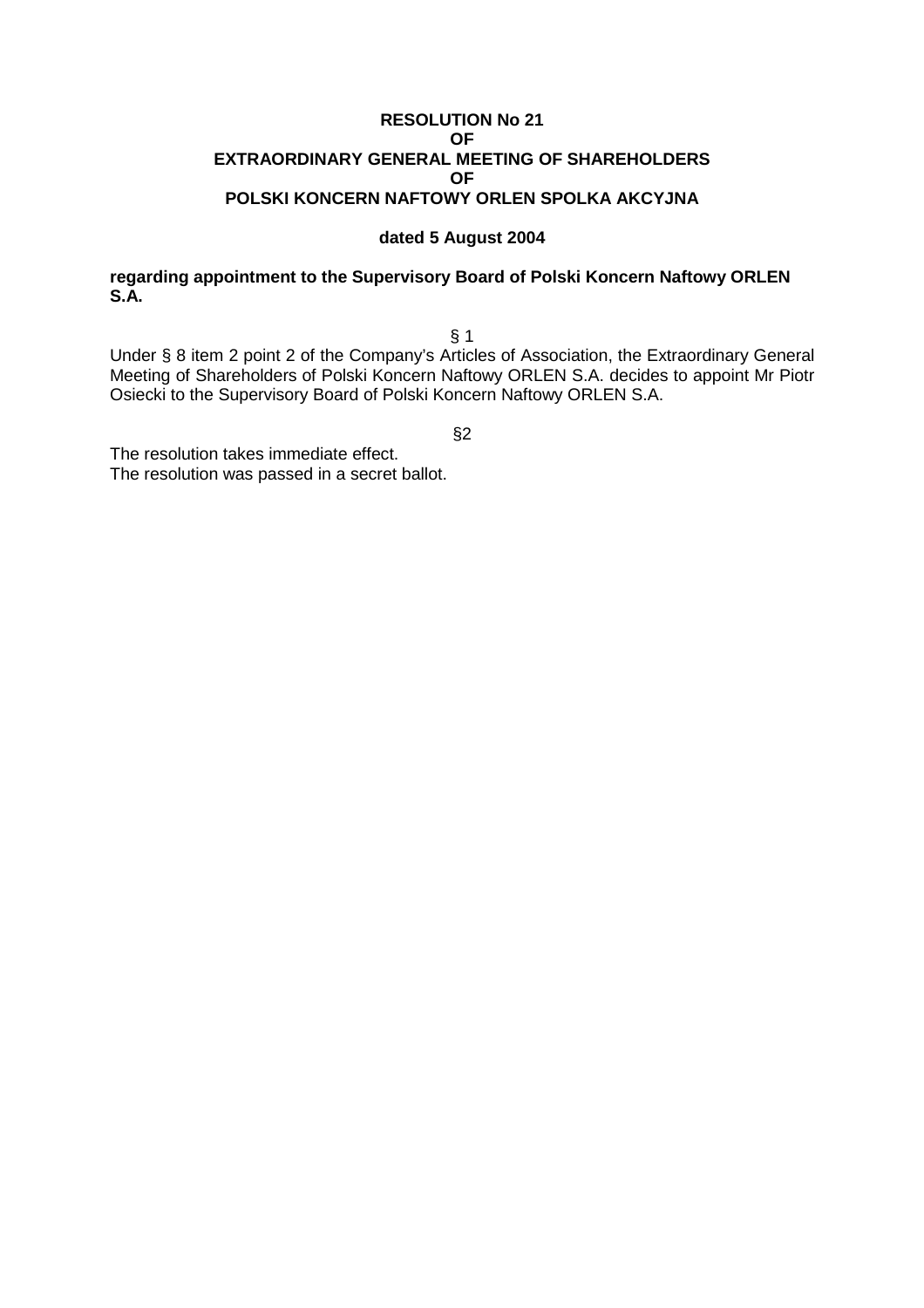**RESOLUTION No 21**
**OF**
**EXTRAORDINARY GENERAL MEETING OF SHAREHOLDERS**
**OF**
**POLSKI KONCERN NAFTOWY ORLEN SPOLKA AKCYJNA**

**dated 5 August 2004**

**regarding appointment to the Supervisory Board of Polski Koncern Naftowy ORLEN S.A.**

§ 1

Under § 8 item 2 point 2 of the Company's Articles of Association, the Extraordinary General Meeting of Shareholders of Polski Koncern Naftowy ORLEN S.A. decides to appoint Mr Piotr Osiecki to the Supervisory Board of Polski Koncern Naftowy ORLEN S.A.

§2

The resolution takes immediate effect.
The resolution was passed in a secret ballot.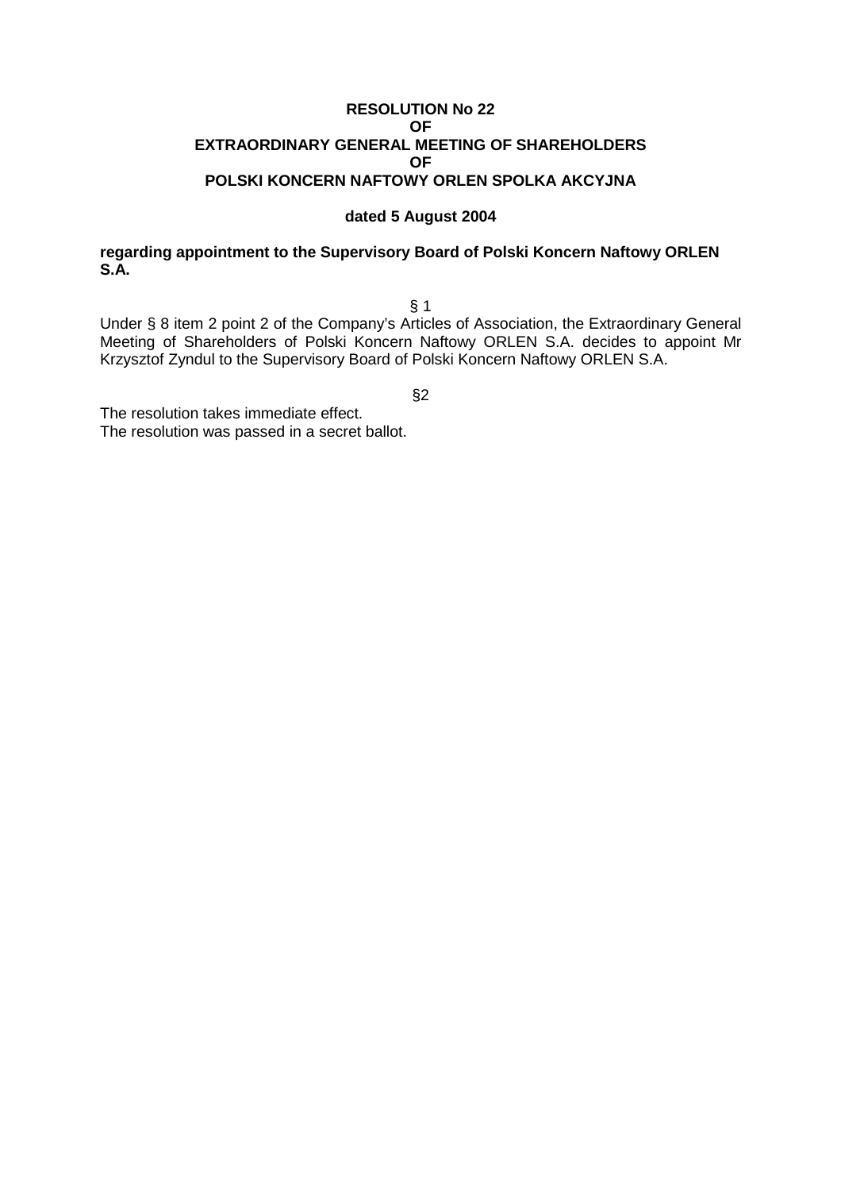**RESOLUTION No 22**
**OF**
**EXTRAORDINARY GENERAL MEETING OF SHAREHOLDERS**
**OF**
**POLSKI KONCERN NAFTOWY ORLEN SPOLKA AKCYJNA**

**dated 5 August 2004**

**regarding appointment to the Supervisory Board of Polski Koncern Naftowy ORLEN S.A.**

§ 1

Under § 8 item 2 point 2 of the Company's Articles of Association, the Extraordinary General Meeting of Shareholders of Polski Koncern Naftowy ORLEN S.A. decides to appoint Mr Krzysztof Zyndul to the Supervisory Board of Polski Koncern Naftowy ORLEN S.A.

§2

The resolution takes immediate effect.
The resolution was passed in a secret ballot.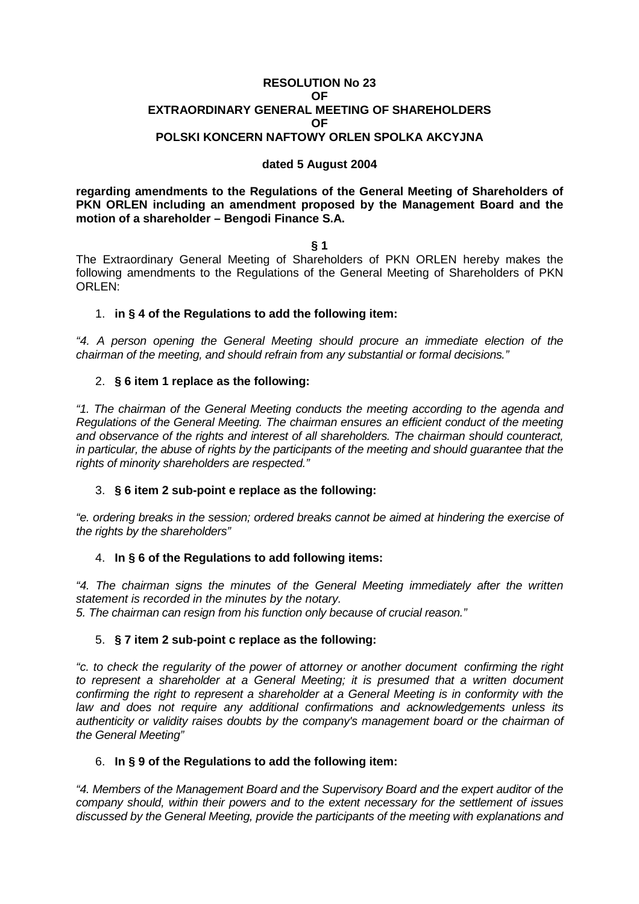**RESOLUTION No 23**
**OF**
**EXTRAORDINARY GENERAL MEETING OF SHAREHOLDERS**
**OF**
**POLSKI KONCERN NAFTOWY ORLEN SPOLKA AKCYJNA**

**dated 5 August 2004**

**regarding amendments to the Regulations of the General Meeting of Shareholders of PKN ORLEN including an amendment proposed by the Management Board and the motion of a shareholder – Bengodi Finance S.A.**

**§ 1**

The Extraordinary General Meeting of Shareholders of PKN ORLEN hereby makes the following amendments to the Regulations of the General Meeting of Shareholders of PKN ORLEN:

1. **in § 4 of the Regulations to add the following item:**

*"4. A person opening the General Meeting should procure an immediate election of the chairman of the meeting, and should refrain from any substantial or formal decisions."*

2. **§ 6 item 1 replace as the following:**

*"1. The chairman of the General Meeting conducts the meeting according to the agenda and Regulations of the General Meeting. The chairman ensures an efficient conduct of the meeting and observance of the rights and interest of all shareholders. The chairman should counteract, in particular, the abuse of rights by the participants of the meeting and should guarantee that the rights of minority shareholders are respected."*

3. **§ 6 item 2 sub-point e replace as the following:**

*"e. ordering breaks in the session; ordered breaks cannot be aimed at hindering the exercise of the rights by the shareholders"*

4. **In § 6 of the Regulations to add following items:**

*"4. The chairman signs the minutes of the General Meeting immediately after the written statement is recorded in the minutes by the notary.*
*5. The chairman can resign from his function only because of crucial reason."*

5. **§ 7 item 2 sub-point c replace as the following:**

*"c. to check the regularity of the power of attorney or another document confirming the right to represent a shareholder at a General Meeting; it is presumed that a written document confirming the right to represent a shareholder at a General Meeting is in conformity with the law and does not require any additional confirmations and acknowledgements unless its authenticity or validity raises doubts by the company's management board or the chairman of the General Meeting"*

6. **In § 9 of the Regulations to add the following item:**

*"4. Members of the Management Board and the Supervisory Board and the expert auditor of the company should, within their powers and to the extent necessary for the settlement of issues discussed by the General Meeting, provide the participants of the meeting with explanations and*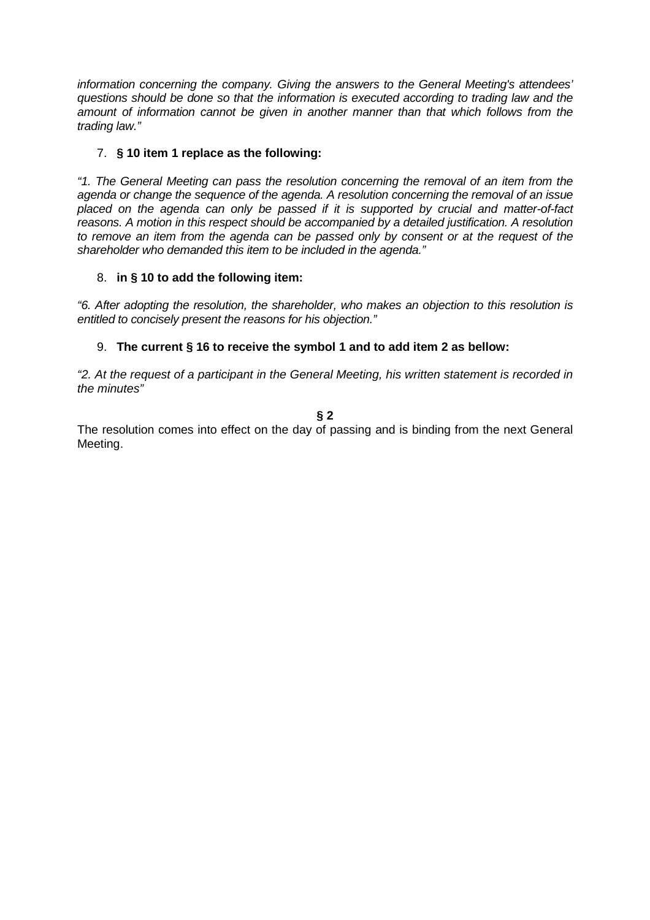*information concerning the company. Giving the answers to the General Meeting's attendees' questions should be done so that the information is executed according to trading law and the amount of information cannot be given in another manner than that which follows from the trading law."*

7. **§ 10 item 1 replace as the following:**

*"1. The General Meeting can pass the resolution concerning the removal of an item from the agenda or change the sequence of the agenda. A resolution concerning the removal of an issue placed on the agenda can only be passed if it is supported by crucial and matter-of-fact reasons. A motion in this respect should be accompanied by a detailed justification. A resolution to remove an item from the agenda can be passed only by consent or at the request of the shareholder who demanded this item to be included in the agenda."*

8. **in § 10 to add the following item:**

*"6. After adopting the resolution, the shareholder, who makes an objection to this resolution is entitled to concisely present the reasons for his objection."*

9. **The current § 16 to receive the symbol 1 and to add item 2 as bellow:**

*"2. At the request of a participant in the General Meeting, his written statement is recorded in the minutes"*

**§ 2**

The resolution comes into effect on the day of passing and is binding from the next General Meeting.